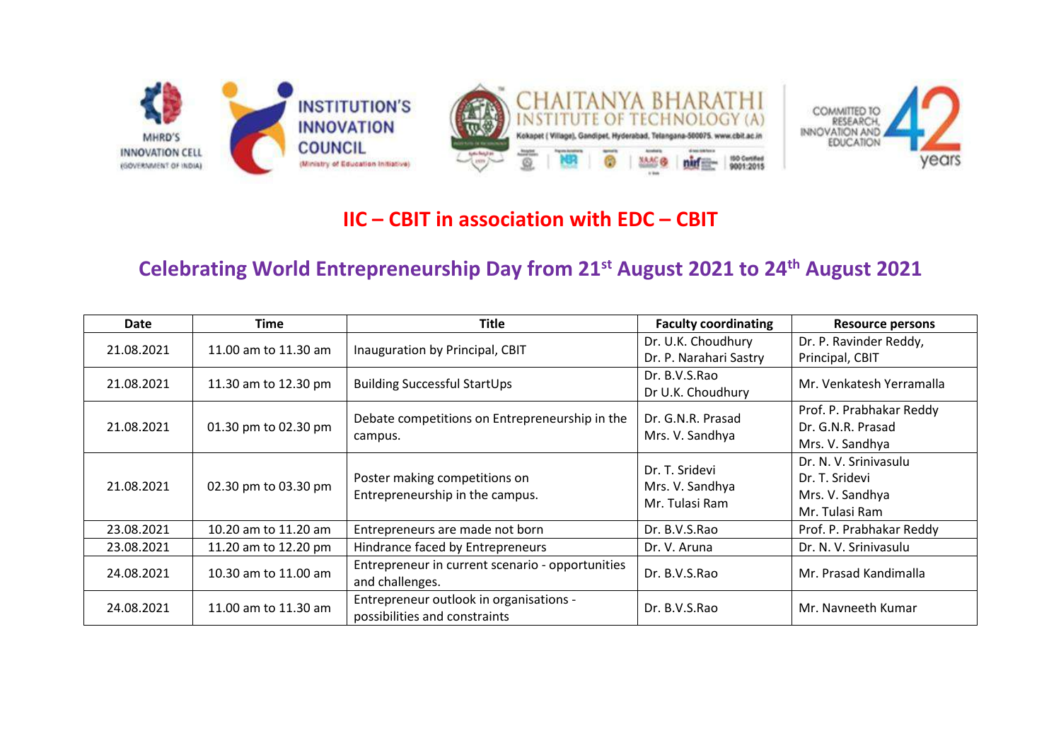## IIC – CBIT in association with EDC – CBIT

## Celebrating World Entrepreneurship Day from 21st August 2021 to 24th August 2021

| Date | Time | Title | Faculty coordinating | Resource persons |
|---|---|---|---|---|
| 21.08.2021 | 11.00 am to 11.30 am | Inauguration by Principal, CBIT | Dr. U.K. Choudhury<br>Dr. P. Narahari Sastry | Dr. P. Ravinder Reddy,<br>Principal, CBIT |
| 21.08.2021 | 11.30 am to 12.30 pm | Building Successful StartUps | Dr. B.V.S.Rao<br>Dr U.K. Choudhury | Mr. Venkatesh Yerramalla |
| 21.08.2021 | 01.30 pm to 02.30 pm | Debate competitions on Entrepreneurship in the campus. | Dr. G.N.R. Prasad<br>Mrs. V. Sandhya | Prof. P. Prabhakar Reddy<br>Dr. G.N.R. Prasad<br>Mrs. V. Sandhya |
| 21.08.2021 | 02.30 pm to 03.30 pm | Poster making competitions on Entrepreneurship in the campus. | Dr. T. Sridevi<br>Mrs. V. Sandhya<br>Mr. Tulasi Ram | Dr. N. V. Srinivasulu<br>Dr. T. Sridevi<br>Mrs. V. Sandhya<br>Mr. Tulasi Ram |
| 23.08.2021 | 10.20 am to 11.20 am | Entrepreneurs are made not born | Dr. B.V.S.Rao | Prof. P. Prabhakar Reddy |
| 23.08.2021 | 11.20 am to 12.20 pm | Hindrance faced by Entrepreneurs | Dr. V. Aruna | Dr. N. V. Srinivasulu |
| 24.08.2021 | 10.30 am to 11.00 am | Entrepreneur in current scenario - opportunities and challenges. | Dr. B.V.S.Rao | Mr. Prasad Kandimalla |
| 24.08.2021 | 11.00 am to 11.30 am | Entrepreneur outlook in organisations - possibilities and constraints | Dr. B.V.S.Rao | Mr. Navneeth Kumar |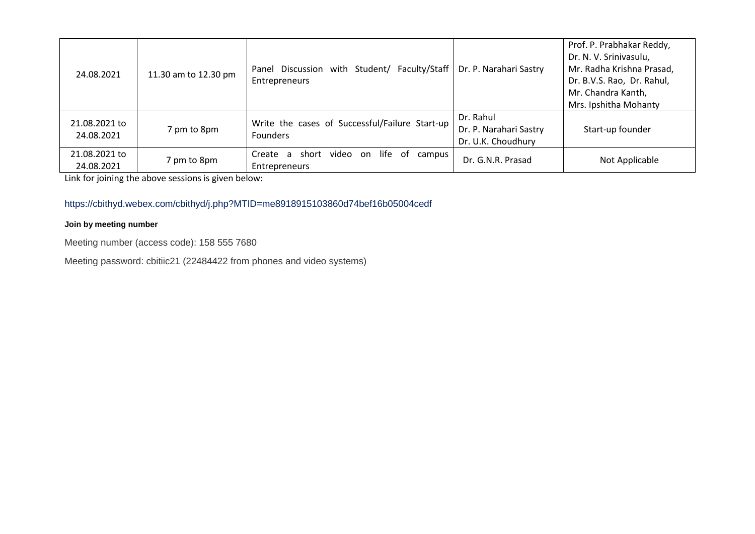| | | | | |
|---|---|---|---|---|
| 24.08.2021 | 11.30 am to 12.30 pm | Panel Discussion with Student/ Faculty/Staff Entrepreneurs | Dr. P. Narahari Sastry | Prof. P. Prabhakar Reddy, Dr. N. V. Srinivasulu, Mr. Radha Krishna Prasad, Dr. B.V.S. Rao, Dr. Rahul, Mr. Chandra Kanth, Mrs. Ipshitha Mohanty |
| 21.08.2021 to 24.08.2021 | 7 pm to 8pm | Write the cases of Successful/Failure Start-up Founders | Dr. Rahul Dr. P. Narahari Sastry Dr. U.K. Choudhury | Start-up founder |
| 21.08.2021 to 24.08.2021 | 7 pm to 8pm | Create a short video on life of campus Entrepreneurs | Dr. G.N.R. Prasad | Not Applicable |

Link for joining the above sessions is given below:

https://cbithyd.webex.com/cbithyd/j.php?MTID=me8918915103860d74bef16b05004cedf

**Join by meeting number**

Meeting number (access code): 158 555 7680

Meeting password: cbitiic21 (22484422 from phones and video systems)